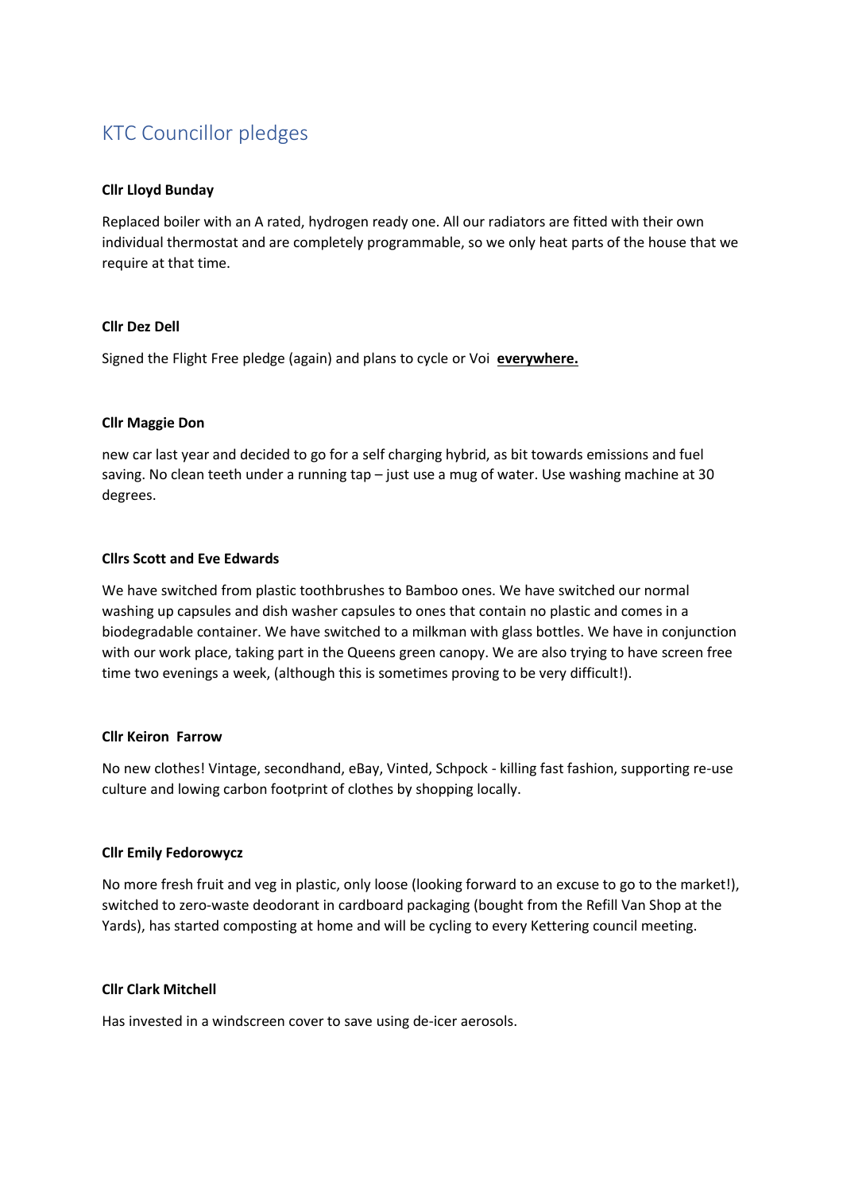# KTC Councillor pledges

**Cllr Lloyd Bunday**

Replaced boiler with an A rated, hydrogen ready one. All our radiators are fitted with their own individual thermostat and are completely programmable, so we only heat parts of the house that we require at that time.

**Cllr Dez Dell**

Signed the Flight Free pledge (again) and plans to cycle or Voi **everywhere.**

**Cllr Maggie Don**

new car last year and decided to go for a self charging hybrid, as bit towards emissions and fuel saving. No clean teeth under a running tap – just use a mug of water. Use washing machine at 30 degrees.

**Cllrs Scott and Eve Edwards**

We have switched from plastic toothbrushes to Bamboo ones. We have switched our normal washing up capsules and dish washer capsules to ones that contain no plastic and comes in a biodegradable container. We have switched to a milkman with glass bottles. We have in conjunction with our work place, taking part in the Queens green canopy. We are also trying to have screen free time two evenings a week, (although this is sometimes proving to be very difficult!).

**Cllr Keiron Farrow**

No new clothes! Vintage, secondhand, eBay, Vinted, Schpock - killing fast fashion, supporting re-use culture and lowing carbon footprint of clothes by shopping locally.

**Cllr Emily Fedorowycz**

No more fresh fruit and veg in plastic, only loose (looking forward to an excuse to go to the market!), switched to zero-waste deodorant in cardboard packaging (bought from the Refill Van Shop at the Yards), has started composting at home and will be cycling to every Kettering council meeting.

**Cllr Clark Mitchell**

Has invested in a windscreen cover to save using de-icer aerosols.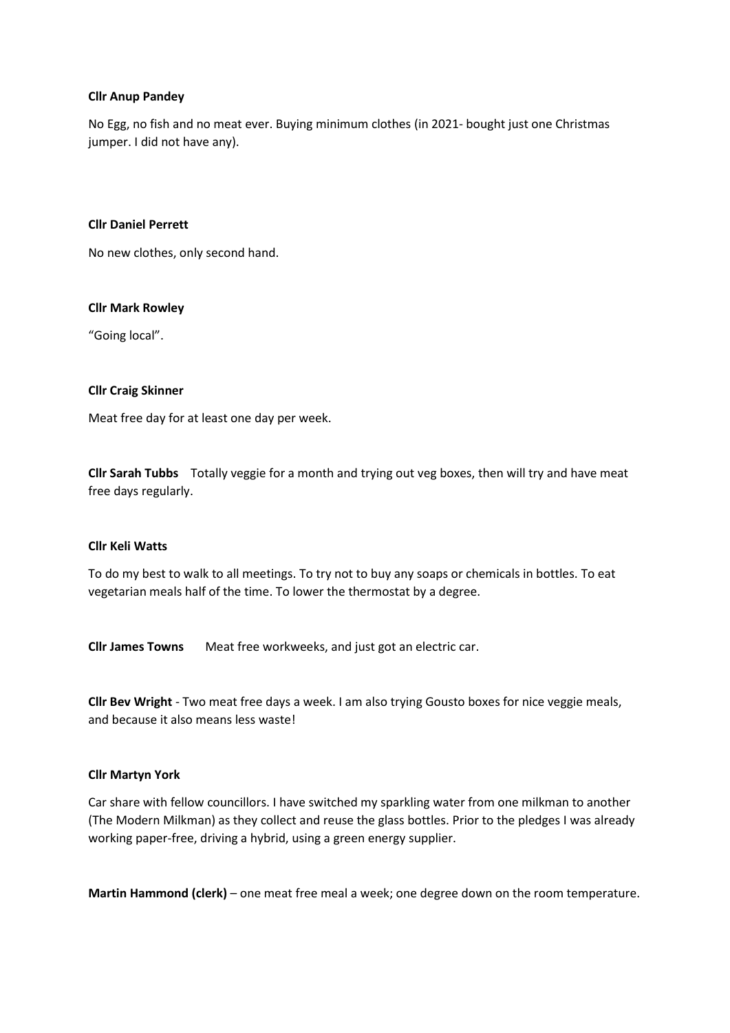**Cllr Anup Pandey**

No Egg, no fish and no meat ever. Buying minimum clothes (in 2021- bought just one Christmas jumper. I did not have any).

**Cllr Daniel Perrett**

No new clothes, only second hand.

**Cllr Mark Rowley**

"Going local".

**Cllr Craig Skinner**

Meat free day for at least one day per week.

**Cllr Sarah Tubbs** Totally veggie for a month and trying out veg boxes, then will try and have meat free days regularly.

**Cllr Keli Watts**

To do my best to walk to all meetings. To try not to buy any soaps or chemicals in bottles. To eat vegetarian meals half of the time. To lower the thermostat by a degree.

**Cllr James Towns** Meat free workweeks, and just got an electric car.

**Cllr Bev Wright** - Two meat free days a week. I am also trying Gousto boxes for nice veggie meals, and because it also means less waste!

**Cllr Martyn York**

Car share with fellow councillors. I have switched my sparkling water from one milkman to another (The Modern Milkman) as they collect and reuse the glass bottles. Prior to the pledges I was already working paper-free, driving a hybrid, using a green energy supplier.

**Martin Hammond (clerk)** – one meat free meal a week; one degree down on the room temperature.